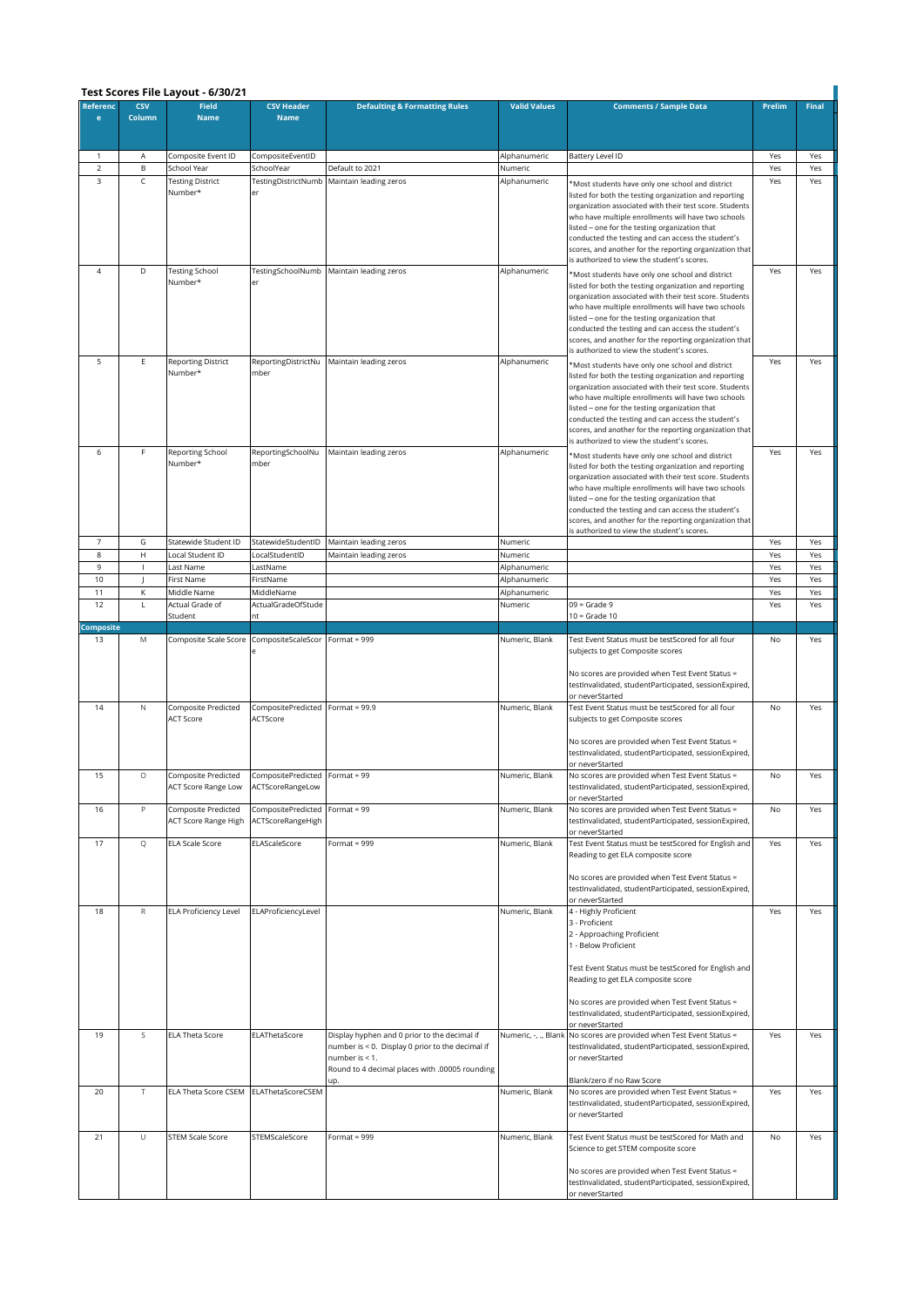## Test Scores File Layout - 6/30/21

| Reference | CSV Column | Field Name | CSV Header Name | Defaulting & Formatting Rules | Valid Values | Comments / Sample Data | Prelim | Final |
|---|---|---|---|---|---|---|---|---|
| 1 | A | Composite Event ID | CompositeEventID | | Alphanumeric | Battery Level ID | Yes | Yes |
| 2 | B | School Year | SchoolYear | Default to 2021 | Numeric | | Yes | Yes |
| 3 | C | Testing District Number* | TestingDistrictNumber | Maintain leading zeros | Alphanumeric | *Most students have only one school and district listed for both the testing organization and reporting organization associated with their test score. Students who have multiple enrollments will have two schools listed – one for the testing organization that conducted the testing and can access the student's scores, and another for the reporting organization that is authorized to view the student's scores. | Yes | Yes |
| 4 | D | Testing School Number* | TestingSchoolNumber | Maintain leading zeros | Alphanumeric | *Most students have only one school and district listed for both the testing organization and reporting organization associated with their test score. Students who have multiple enrollments will have two schools listed – one for the testing organization that conducted the testing and can access the student's scores, and another for the reporting organization that is authorized to view the student's scores. | Yes | Yes |
| 5 | E | Reporting District Number* | ReportingDistrictNumber | Maintain leading zeros | Alphanumeric | *Most students have only one school and district listed for both the testing organization and reporting organization associated with their test score. Students who have multiple enrollments will have two schools listed – one for the testing organization that conducted the testing and can access the student's scores, and another for the reporting organization that is authorized to view the student's scores. | Yes | Yes |
| 6 | F | Reporting School Number* | ReportingSchoolNumber | Maintain leading zeros | Alphanumeric | *Most students have only one school and district listed for both the testing organization and reporting organization associated with their test score. Students who have multiple enrollments will have two schools listed – one for the testing organization that conducted the testing and can access the student's scores, and another for the reporting organization that is authorized to view the student's scores. | Yes | Yes |
| 7 | G | Statewide Student ID | StatewideStudentID | Maintain leading zeros | Numeric | | Yes | Yes |
| 8 | H | Local Student ID | LocalStudentID | Maintain leading zeros | Numeric | | Yes | Yes |
| 9 | I | Last Name | LastName | | Alphanumeric | | Yes | Yes |
| 10 | J | First Name | FirstName | | Alphanumeric | | Yes | Yes |
| 11 | K | Middle Name | MiddleName | | Alphanumeric | | Yes | Yes |
| 12 | L | Actual Grade of Student | ActualGradeOfStudent | | Numeric | 09 = Grade 9<br>10 = Grade 10 | Yes | Yes |
| **Composite** | | | | | | | | |
| 13 | M | Composite Scale Score | CompositeScaleScore | Format = 999 | Numeric, Blank | Test Event Status must be testScored for all four subjects to get Composite scores<br><br>No scores are provided when Test Event Status = testInvalidated, studentParticipated, sessionExpired, or neverStarted | No | Yes |
| 14 | N | Composite Predicted ACT Score | CompositePredictedACTScore | Format = 99.9 | Numeric, Blank | Test Event Status must be testScored for all four subjects to get Composite scores<br><br>No scores are provided when Test Event Status = testInvalidated, studentParticipated, sessionExpired, or neverStarted | No | Yes |
| 15 | O | Composite Predicted ACT Score Range Low | CompositePredictedACTScoreRangeLow | Format = 99 | Numeric, Blank | No scores are provided when Test Event Status = testInvalidated, studentParticipated, sessionExpired, or neverStarted | No | Yes |
| 16 | P | Composite Predicted ACT Score Range High | CompositePredictedACTScoreRangeHigh | Format = 99 | Numeric, Blank | No scores are provided when Test Event Status = testInvalidated, studentParticipated, sessionExpired, or neverStarted | No | Yes |
| 17 | Q | ELA Scale Score | ELAScaleScore | Format = 999 | Numeric, Blank | Test Event Status must be testScored for English and Reading to get ELA composite score<br><br>No scores are provided when Test Event Status = testInvalidated, studentParticipated, sessionExpired, or neverStarted | Yes | Yes |
| 18 | R | ELA Proficiency Level | ELAProficiencyLevel | | Numeric, Blank | 4 - Highly Proficient<br>3 - Proficient<br>2 - Approaching Proficient<br>1 - Below Proficient<br><br>Test Event Status must be testScored for English and Reading to get ELA composite score<br><br>No scores are provided when Test Event Status = testInvalidated, studentParticipated, sessionExpired, or neverStarted | Yes | Yes |
| 19 | S | ELA Theta Score | ELAThetaScore | Display hyphen and 0 prior to the decimal if number is < 0. Display 0 prior to the decimal if number is < 1.<br>Round to 4 decimal places with .00005 rounding up. | Numeric, -, ., Blank | No scores are provided when Test Event Status = testInvalidated, studentParticipated, sessionExpired, or neverStarted<br><br>Blank/zero if no Raw Score | Yes | Yes |
| 20 | T | ELA Theta Score CSEM | ELAThetaScoreCSEM | | Numeric, Blank | No scores are provided when Test Event Status = testInvalidated, studentParticipated, sessionExpired, or neverStarted | Yes | Yes |
| 21 | U | STEM Scale Score | STEMScaleScore | Format = 999 | Numeric, Blank | Test Event Status must be testScored for Math and Science to get STEM composite score<br><br>No scores are provided when Test Event Status = testInvalidated, studentParticipated, sessionExpired, or neverStarted | No | Yes |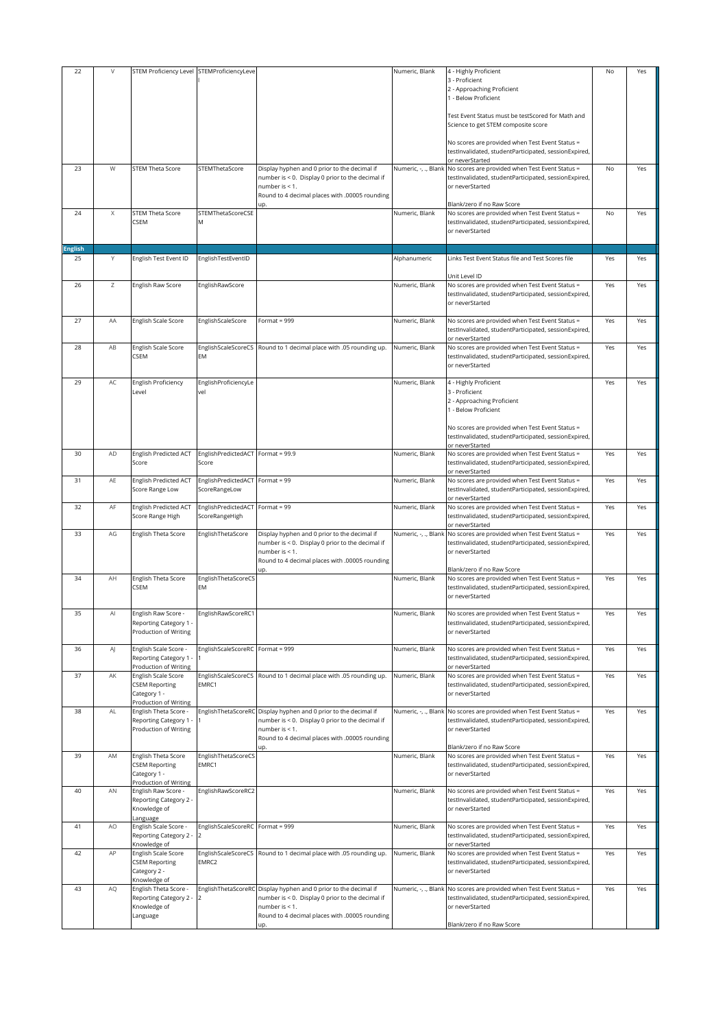| 22 | V | STEM Proficiency Level | STEMProficiencyLevel | | Numeric, Blank | 4 - Highly Proficient<br>3 - Proficient<br>2 - Approaching Proficient<br>1 - Below Proficient<br><br>Test Event Status must be testScored for Math and Science to get STEM composite score<br><br>No scores are provided when Test Event Status = testInvalidated, studentParticipated, sessionExpired, or neverStarted | No | Yes |
|---|---|---|---|---|---|---|---|---|
| 23 | W | STEM Theta Score | STEMThetaScore | Display hyphen and 0 prior to the decimal if number is < 0. Display 0 prior to the decimal if number is < 1.<br>Round to 4 decimal places with .00005 rounding up. | Numeric, -, ., Blank | No scores are provided when Test Event Status = testInvalidated, studentParticipated, sessionExpired, or neverStarted<br><br>Blank/zero if no Raw Score | No | Yes |
| 24 | X | STEM Theta Score CSEM | STEMThetaScoreCSEM | | Numeric, Blank | No scores are provided when Test Event Status = testInvalidated, studentParticipated, sessionExpired, or neverStarted | No | Yes |
| **English** | | | | | | | | |
| 25 | Y | English Test Event ID | EnglishTestEventID | | Alphanumeric | Links Test Event Status file and Test Scores file<br><br>Unit Level ID | Yes | Yes |
| 26 | Z | English Raw Score | EnglishRawScore | | Numeric, Blank | No scores are provided when Test Event Status = testInvalidated, studentParticipated, sessionExpired, or neverStarted | Yes | Yes |
| 27 | AA | English Scale Score | EnglishScaleScore | Format = 999 | Numeric, Blank | No scores are provided when Test Event Status = testInvalidated, studentParticipated, sessionExpired, or neverStarted | Yes | Yes |
| 28 | AB | English Scale Score CSEM | EnglishScaleScoreCSEM | Round to 1 decimal place with .05 rounding up. | Numeric, Blank | No scores are provided when Test Event Status = testInvalidated, studentParticipated, sessionExpired, or neverStarted | Yes | Yes |
| 29 | AC | English Proficiency Level | EnglishProficiencyLevel | | Numeric, Blank | 4 - Highly Proficient<br>3 - Proficient<br>2 - Approaching Proficient<br>1 - Below Proficient<br><br>No scores are provided when Test Event Status = testInvalidated, studentParticipated, sessionExpired, or neverStarted | Yes | Yes |
| 30 | AD | English Predicted ACT Score | EnglishPredictedACTScore | Format = 99.9 | Numeric, Blank | No scores are provided when Test Event Status = testInvalidated, studentParticipated, sessionExpired, or neverStarted | Yes | Yes |
| 31 | AE | English Predicted ACT Score Range Low | EnglishPredictedACTScoreRangeLow | Format = 99 | Numeric, Blank | No scores are provided when Test Event Status = testInvalidated, studentParticipated, sessionExpired, or neverStarted | Yes | Yes |
| 32 | AF | English Predicted ACT Score Range High | EnglishPredictedACTScoreRangeHigh | Format = 99 | Numeric, Blank | No scores are provided when Test Event Status = testInvalidated, studentParticipated, sessionExpired, or neverStarted | Yes | Yes |
| 33 | AG | English Theta Score | EnglishThetaScore | Display hyphen and 0 prior to the decimal if number is < 0. Display 0 prior to the decimal if number is < 1.<br>Round to 4 decimal places with .00005 rounding up. | Numeric, -, ., Blank | No scores are provided when Test Event Status = testInvalidated, studentParticipated, sessionExpired, or neverStarted<br><br>Blank/zero if no Raw Score | Yes | Yes |
| 34 | AH | English Theta Score CSEM | EnglishThetaScoreCSEM | | Numeric, Blank | No scores are provided when Test Event Status = testInvalidated, studentParticipated, sessionExpired, or neverStarted | Yes | Yes |
| 35 | AI | English Raw Score - Reporting Category 1 - Production of Writing | EnglishRawScoreRC1 | | Numeric, Blank | No scores are provided when Test Event Status = testInvalidated, studentParticipated, sessionExpired, or neverStarted | Yes | Yes |
| 36 | AJ | English Scale Score - Reporting Category 1 - Production of Writing | EnglishScaleScoreRC1 | Format = 999 | Numeric, Blank | No scores are provided when Test Event Status = testInvalidated, studentParticipated, sessionExpired, or neverStarted | Yes | Yes |
| 37 | AK | English Scale Score CSEM Reporting Category 1 - Production of Writing | EnglishScaleScoreCSEMRC1 | Round to 1 decimal place with .05 rounding up. | Numeric, Blank | No scores are provided when Test Event Status = testInvalidated, studentParticipated, sessionExpired, or neverStarted | Yes | Yes |
| 38 | AL | English Theta Score - Reporting Category 1 - Production of Writing | EnglishThetaScoreRC1 | Display hyphen and 0 prior to the decimal if number is < 0. Display 0 prior to the decimal if number is < 1.<br>Round to 4 decimal places with .00005 rounding up. | Numeric, -, ., Blank | No scores are provided when Test Event Status = testInvalidated, studentParticipated, sessionExpired, or neverStarted<br><br>Blank/zero if no Raw Score | Yes | Yes |
| 39 | AM | English Theta Score CSEM Reporting Category 1 - Production of Writing | EnglishThetaScoreCSEMRC1 | | Numeric, Blank | No scores are provided when Test Event Status = testInvalidated, studentParticipated, sessionExpired, or neverStarted | Yes | Yes |
| 40 | AN | English Raw Score - Reporting Category 2 - Knowledge of Language | EnglishRawScoreRC2 | | Numeric, Blank | No scores are provided when Test Event Status = testInvalidated, studentParticipated, sessionExpired, or neverStarted | Yes | Yes |
| 41 | AO | English Scale Score - Reporting Category 2 - Knowledge of | EnglishScaleScoreRC2 | Format = 999 | Numeric, Blank | No scores are provided when Test Event Status = testInvalidated, studentParticipated, sessionExpired, or neverStarted | Yes | Yes |
| 42 | AP | English Scale Score CSEM Reporting Category 2 - Knowledge of | EnglishScaleScoreCSEMRC2 | Round to 1 decimal place with .05 rounding up. | Numeric, Blank | No scores are provided when Test Event Status = testInvalidated, studentParticipated, sessionExpired, or neverStarted | Yes | Yes |
| 43 | AQ | English Theta Score - Reporting Category 2 - Knowledge of Language | EnglishThetaScoreRC2 | Display hyphen and 0 prior to the decimal if number is < 0. Display 0 prior to the decimal if number is < 1.<br>Round to 4 decimal places with .00005 rounding up. | Numeric, -, ., Blank | No scores are provided when Test Event Status = testInvalidated, studentParticipated, sessionExpired, or neverStarted<br><br>Blank/zero if no Raw Score | Yes | Yes |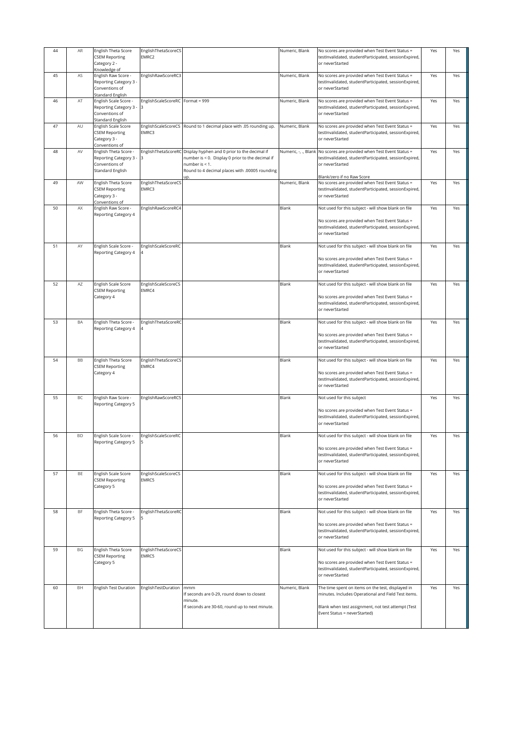| 44 | AR | English Theta Score CSEM Reporting Category 2 - Knowledge of | EnglishThetaScoreCSEMRC2 | | Numeric, Blank | No scores are provided when Test Event Status = testInvalidated, studentParticipated, sessionExpired, or neverStarted | Yes | Yes |
|---|---|---|---|---|---|---|---|---|
| 45 | AS | English Raw Score - Reporting Category 3 - Conventions of Standard English | EnglishRawScoreRC3 | | Numeric, Blank | No scores are provided when Test Event Status = testInvalidated, studentParticipated, sessionExpired, or neverStarted | Yes | Yes |
| 46 | AT | English Scale Score - Reporting Category 3 - Conventions of Standard English | EnglishScaleScoreRC3 | Format = 999 | Numeric, Blank | No scores are provided when Test Event Status = testInvalidated, studentParticipated, sessionExpired, or neverStarted | Yes | Yes |
| 47 | AU | English Scale Score CSEM Reporting Category 3 - Conventions of | EnglishScaleScoreCSEMRC3 | Round to 1 decimal place with .05 rounding up. | Numeric, Blank | No scores are provided when Test Event Status = testInvalidated, studentParticipated, sessionExpired, or neverStarted | Yes | Yes |
| 48 | AV | English Theta Score - Reporting Category 3 - Conventions of Standard English | EnglishThetaScoreRC3 | Display hyphen and 0 prior to the decimal if number is < 0. Display 0 prior to the decimal if number is < 1.<br>Round to 4 decimal places with .00005 rounding up. | Numeric, -, ., Blank | No scores are provided when Test Event Status = testInvalidated, studentParticipated, sessionExpired, or neverStarted<br><br>Blank/zero if no Raw Score | Yes | Yes |
| 49 | AW | English Theta Score CSEM Reporting Category 3 - Conventions of | EnglishThetaScoreCSEMRC3 | | Numeric, Blank | No scores are provided when Test Event Status = testInvalidated, studentParticipated, sessionExpired, or neverStarted | Yes | Yes |
| 50 | AX | English Raw Score - Reporting Category 4 | EnglishRawScoreRC4 | | Blank | Not used for this subject - will show blank on file<br><br>No scores are provided when Test Event Status = testInvalidated, studentParticipated, sessionExpired, or neverStarted | Yes | Yes |
| 51 | AY | English Scale Score - Reporting Category 4 | EnglishScaleScoreRC4 | | Blank | Not used for this subject - will show blank on file<br><br>No scores are provided when Test Event Status = testInvalidated, studentParticipated, sessionExpired, or neverStarted | Yes | Yes |
| 52 | AZ | English Scale Score CSEM Reporting Category 4 | EnglishScaleScoreCSEMRC4 | | Blank | Not used for this subject - will show blank on file<br><br>No scores are provided when Test Event Status = testInvalidated, studentParticipated, sessionExpired, or neverStarted | Yes | Yes |
| 53 | BA | English Theta Score - Reporting Category 4 | EnglishThetaScoreRC4 | | Blank | Not used for this subject - will show blank on file<br><br>No scores are provided when Test Event Status = testInvalidated, studentParticipated, sessionExpired, or neverStarted | Yes | Yes |
| 54 | BB | English Theta Score CSEM Reporting Category 4 | EnglishThetaScoreCSEMRC4 | | Blank | Not used for this subject - will show blank on file<br><br>No scores are provided when Test Event Status = testInvalidated, studentParticipated, sessionExpired, or neverStarted | Yes | Yes |
| 55 | BC | English Raw Score - Reporting Category 5 | EnglishRawScoreRC5 | | Blank | Not used for this subject<br><br>No scores are provided when Test Event Status = testInvalidated, studentParticipated, sessionExpired, or neverStarted | Yes | Yes |
| 56 | BD | English Scale Score - Reporting Category 5 | EnglishScaleScoreRC5 | | Blank | Not used for this subject - will show blank on file<br><br>No scores are provided when Test Event Status = testInvalidated, studentParticipated, sessionExpired, or neverStarted | Yes | Yes |
| 57 | BE | English Scale Score CSEM Reporting Category 5 | EnglishScaleScoreCSEMRC5 | | Blank | Not used for this subject - will show blank on file<br><br>No scores are provided when Test Event Status = testInvalidated, studentParticipated, sessionExpired, or neverStarted | Yes | Yes |
| 58 | BF | English Theta Score - Reporting Category 5 | EnglishThetaScoreRC5 | | Blank | Not used for this subject - will show blank on file<br><br>No scores are provided when Test Event Status = testInvalidated, studentParticipated, sessionExpired, or neverStarted | Yes | Yes |
| 59 | BG | English Theta Score CSEM Reporting Category 5 | EnglishThetaScoreCSEMRC5 | | Blank | Not used for this subject - will show blank on file<br><br>No scores are provided when Test Event Status = testInvalidated, studentParticipated, sessionExpired, or neverStarted | Yes | Yes |
| 60 | BH | English Test Duration | EnglishTestDuration | mmm<br>If seconds are 0-29, round down to closest minute.<br>If seconds are 30-60, round up to next minute. | Numeric, Blank | The time spent on items on the test, displayed in minutes. Includes Operational and Field Test items.<br><br>Blank when test assignment, not test attempt (Test Event Status = neverStarted) | Yes | Yes |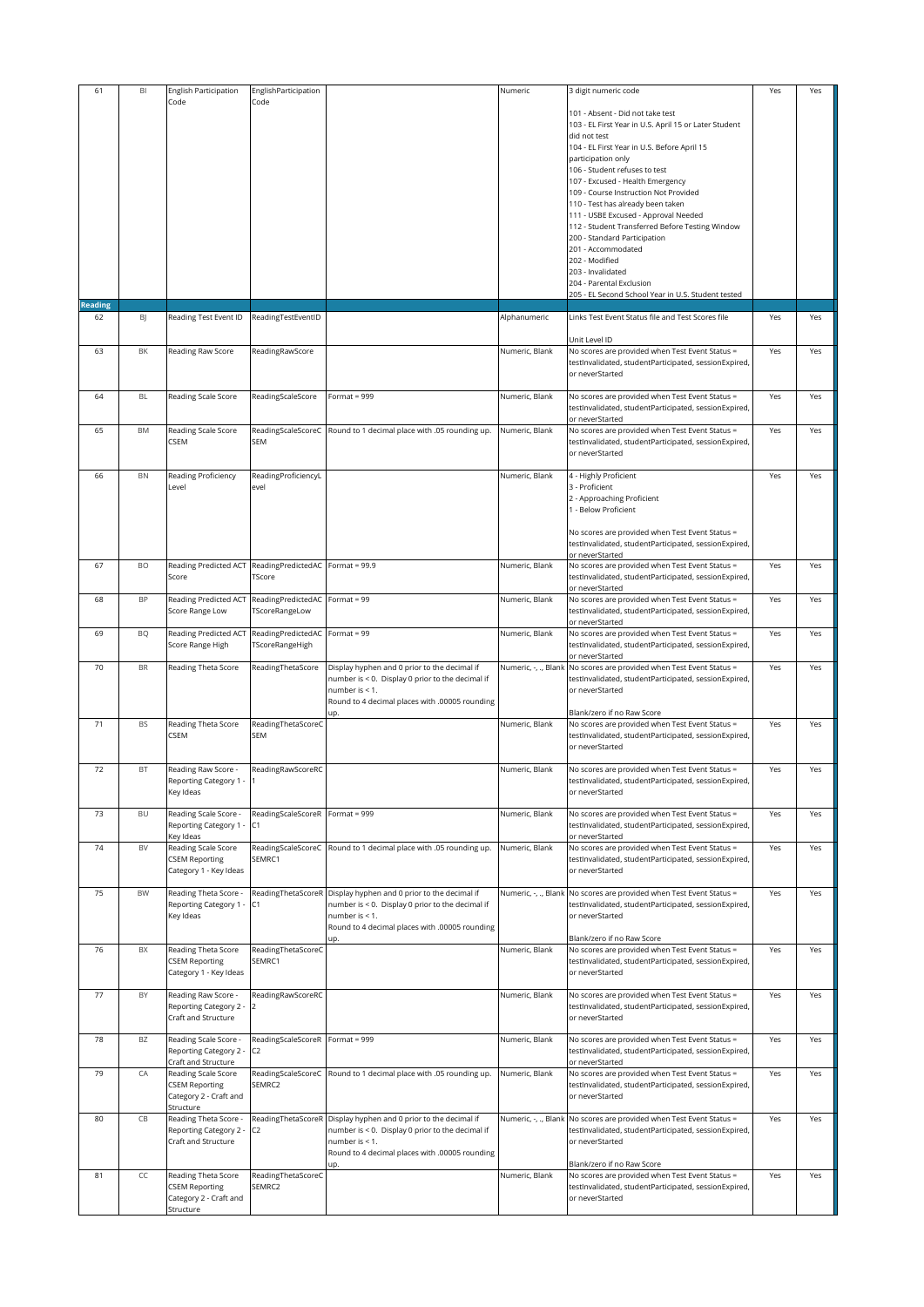| 61 | BI | English Participation Code | EnglishParticipationCode | | Numeric | 3 digit numeric code<br><br>101 - Absent - Did not take test<br>103 - EL First Year in U.S. April 15 or Later Student did not test<br>104 - EL First Year in U.S. Before April 15 participation only<br>106 - Student refuses to test<br>107 - Excused - Health Emergency<br>109 - Course Instruction Not Provided<br>110 - Test has already been taken<br>111 - USBE Excused - Approval Needed<br>112 - Student Transferred Before Testing Window<br>200 - Standard Participation<br>201 - Accommodated<br>202 - Modified<br>203 - Invalidated<br>204 - Parental Exclusion<br>205 - EL Second School Year in U.S. Student tested | Yes | Yes |
|---|---|---|---|---|---|---|---|---|
| **Reading** | | | | | | | | |
| 62 | BJ | Reading Test Event ID | ReadingTestEventID | | Alphanumeric | Links Test Event Status file and Test Scores file<br><br>Unit Level ID | Yes | Yes |
| 63 | BK | Reading Raw Score | ReadingRawScore | | Numeric, Blank | No scores are provided when Test Event Status = testInvalidated, studentParticipated, sessionExpired, or neverStarted | Yes | Yes |
| 64 | BL | Reading Scale Score | ReadingScaleScore | Format = 999 | Numeric, Blank | No scores are provided when Test Event Status = testInvalidated, studentParticipated, sessionExpired, or neverStarted | Yes | Yes |
| 65 | BM | Reading Scale Score CSEM | ReadingScaleScoreCSEM | Round to 1 decimal place with .05 rounding up. | Numeric, Blank | No scores are provided when Test Event Status = testInvalidated, studentParticipated, sessionExpired, or neverStarted | Yes | Yes |
| 66 | BN | Reading Proficiency Level | ReadingProficiencyLevel | | Numeric, Blank | 4 - Highly Proficient<br>3 - Proficient<br>2 - Approaching Proficient<br>1 - Below Proficient<br><br>No scores are provided when Test Event Status = testInvalidated, studentParticipated, sessionExpired, or neverStarted | Yes | Yes |
| 67 | BO | Reading Predicted ACT Score | ReadingPredictedACTScore | Format = 99.9 | Numeric, Blank | No scores are provided when Test Event Status = testInvalidated, studentParticipated, sessionExpired, or neverStarted | Yes | Yes |
| 68 | BP | Reading Predicted ACT Score Range Low | ReadingPredictedACTScoreRangeLow | Format = 99 | Numeric, Blank | No scores are provided when Test Event Status = testInvalidated, studentParticipated, sessionExpired, or neverStarted | Yes | Yes |
| 69 | BQ | Reading Predicted ACT Score Range High | ReadingPredictedACTScoreRangeHigh | Format = 99 | Numeric, Blank | No scores are provided when Test Event Status = testInvalidated, studentParticipated, sessionExpired, or neverStarted | Yes | Yes |
| 70 | BR | Reading Theta Score | ReadingThetaScore | Display hyphen and 0 prior to the decimal if number is < 0. Display 0 prior to the decimal if number is < 1.<br>Round to 4 decimal places with .00005 rounding up. | Numeric, -, ., Blank | No scores are provided when Test Event Status = testInvalidated, studentParticipated, sessionExpired, or neverStarted<br><br>Blank/zero if no Raw Score | Yes | Yes |
| 71 | BS | Reading Theta Score CSEM | ReadingThetaScoreCSEM | | Numeric, Blank | No scores are provided when Test Event Status = testInvalidated, studentParticipated, sessionExpired, or neverStarted | Yes | Yes |
| 72 | BT | Reading Raw Score - Reporting Category 1 - Key Ideas | ReadingRawScoreRC1 | | Numeric, Blank | No scores are provided when Test Event Status = testInvalidated, studentParticipated, sessionExpired, or neverStarted | Yes | Yes |
| 73 | BU | Reading Scale Score - Reporting Category 1 - Key Ideas | ReadingScaleScoreRC1 | Format = 999 | Numeric, Blank | No scores are provided when Test Event Status = testInvalidated, studentParticipated, sessionExpired, or neverStarted | Yes | Yes |
| 74 | BV | Reading Scale Score CSEM Reporting Category 1 - Key Ideas | ReadingScaleScoreCSEMRC1 | Round to 1 decimal place with .05 rounding up. | Numeric, Blank | No scores are provided when Test Event Status = testInvalidated, studentParticipated, sessionExpired, or neverStarted | Yes | Yes |
| 75 | BW | Reading Theta Score - Reporting Category 1 - Key Ideas | ReadingThetaScoreRC1 | Display hyphen and 0 prior to the decimal if number is < 0. Display 0 prior to the decimal if number is < 1.<br>Round to 4 decimal places with .00005 rounding up. | Numeric, -, ., Blank | No scores are provided when Test Event Status = testInvalidated, studentParticipated, sessionExpired, or neverStarted<br><br>Blank/zero if no Raw Score | Yes | Yes |
| 76 | BX | Reading Theta Score CSEM Reporting Category 1 - Key Ideas | ReadingThetaScoreCSEMRC1 | | Numeric, Blank | No scores are provided when Test Event Status = testInvalidated, studentParticipated, sessionExpired, or neverStarted | Yes | Yes |
| 77 | BY | Reading Raw Score - Reporting Category 2 - Craft and Structure | ReadingRawScoreRC2 | | Numeric, Blank | No scores are provided when Test Event Status = testInvalidated, studentParticipated, sessionExpired, or neverStarted | Yes | Yes |
| 78 | BZ | Reading Scale Score - Reporting Category 2 - Craft and Structure | ReadingScaleScoreRC2 | Format = 999 | Numeric, Blank | No scores are provided when Test Event Status = testInvalidated, studentParticipated, sessionExpired, or neverStarted | Yes | Yes |
| 79 | CA | Reading Scale Score CSEM Reporting Category 2 - Craft and Structure | ReadingScaleScoreCSEMRC2 | Round to 1 decimal place with .05 rounding up. | Numeric, Blank | No scores are provided when Test Event Status = testInvalidated, studentParticipated, sessionExpired, or neverStarted | Yes | Yes |
| 80 | CB | Reading Theta Score - Reporting Category 2 - Craft and Structure | ReadingThetaScoreRC2 | Display hyphen and 0 prior to the decimal if number is < 0. Display 0 prior to the decimal if number is < 1.<br>Round to 4 decimal places with .00005 rounding up. | Numeric, -, ., Blank | No scores are provided when Test Event Status = testInvalidated, studentParticipated, sessionExpired, or neverStarted<br><br>Blank/zero if no Raw Score | Yes | Yes |
| 81 | CC | Reading Theta Score CSEM Reporting Category 2 - Craft and Structure | ReadingThetaScoreCSEMRC2 | | Numeric, Blank | No scores are provided when Test Event Status = testInvalidated, studentParticipated, sessionExpired, or neverStarted | Yes | Yes |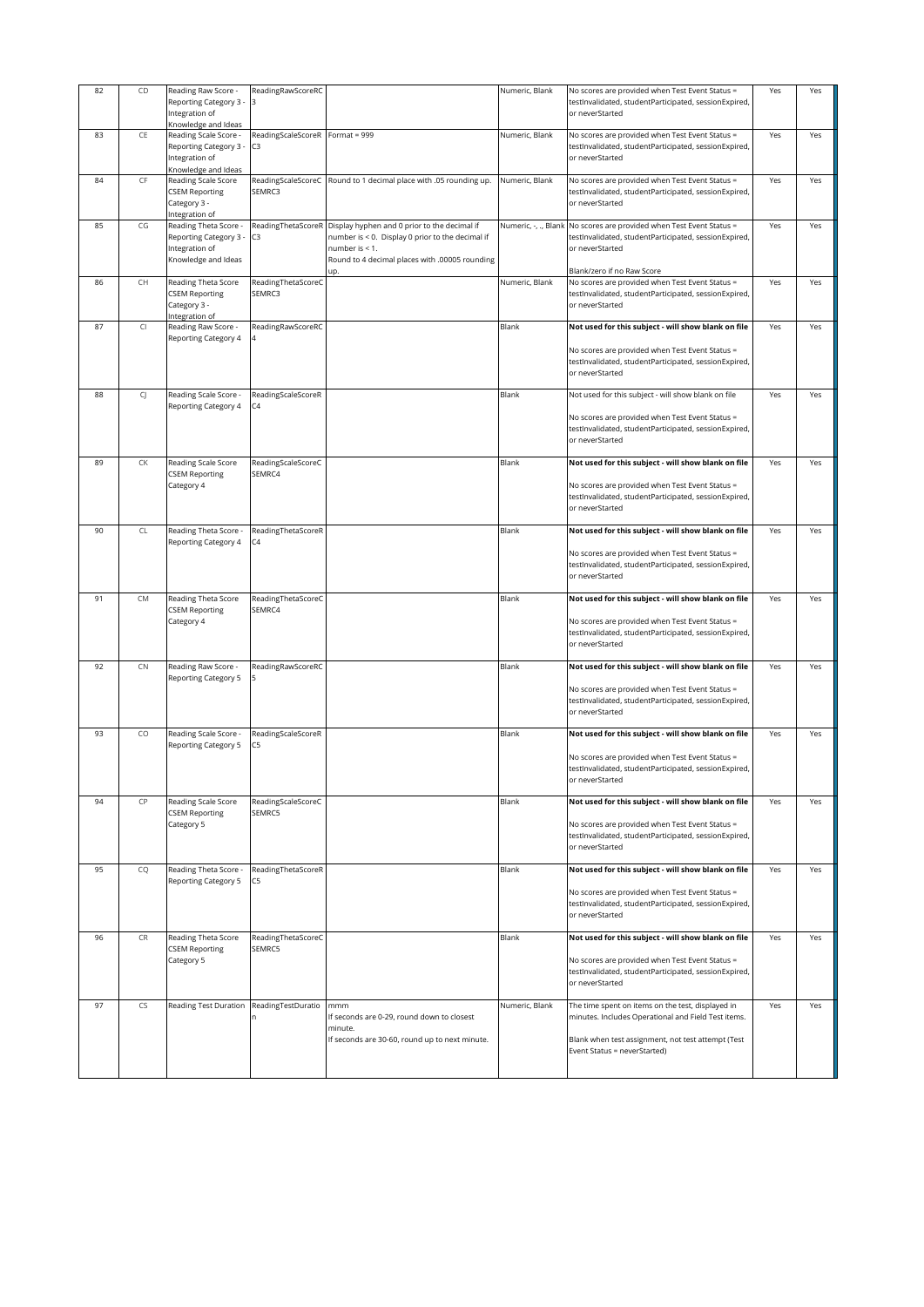| 82 | CD | Reading Raw Score - Reporting Category 3 - Integration of Knowledge and Ideas | ReadingRawScoreRC3 | | Numeric, Blank | No scores are provided when Test Event Status = testInvalidated, studentParticipated, sessionExpired, or neverStarted | Yes | Yes |
|---|---|---|---|---|---|---|---|---|
| 83 | CE | Reading Scale Score - Reporting Category 3 - Integration of Knowledge and Ideas | ReadingScaleScoreRC3 | Format = 999 | Numeric, Blank | No scores are provided when Test Event Status = testInvalidated, studentParticipated, sessionExpired, or neverStarted | Yes | Yes |
| 84 | CF | Reading Scale Score CSEM Reporting Category 3 - Integration of | ReadingScaleScoreCSEMRC3 | Round to 1 decimal place with .05 rounding up. | Numeric, Blank | No scores are provided when Test Event Status = testInvalidated, studentParticipated, sessionExpired, or neverStarted | Yes | Yes |
| 85 | CG | Reading Theta Score - Reporting Category 3 - Integration of Knowledge and Ideas | ReadingThetaScoreRC3 | Display hyphen and 0 prior to the decimal if number is < 0. Display 0 prior to the decimal if number is < 1.<br>Round to 4 decimal places with .00005 rounding up. | Numeric, -, ., Blank | No scores are provided when Test Event Status = testInvalidated, studentParticipated, sessionExpired, or neverStarted<br><br>Blank/zero if no Raw Score | Yes | Yes |
| 86 | CH | Reading Theta Score CSEM Reporting Category 3 - Integration of | ReadingThetaScoreCSEMRC3 | | Numeric, Blank | No scores are provided when Test Event Status = testInvalidated, studentParticipated, sessionExpired, or neverStarted | Yes | Yes |
| 87 | CI | Reading Raw Score - Reporting Category 4 | ReadingRawScoreRC4 | | Blank | **Not used for this subject - will show blank on file**<br><br>No scores are provided when Test Event Status = testInvalidated, studentParticipated, sessionExpired, or neverStarted | Yes | Yes |
| 88 | CJ | Reading Scale Score - Reporting Category 4 | ReadingScaleScoreRC4 | | Blank | Not used for this subject - will show blank on file<br><br>No scores are provided when Test Event Status = testInvalidated, studentParticipated, sessionExpired, or neverStarted | Yes | Yes |
| 89 | CK | Reading Scale Score CSEM Reporting Category 4 | ReadingScaleScoreCSEMRC4 | | Blank | **Not used for this subject - will show blank on file**<br><br>No scores are provided when Test Event Status = testInvalidated, studentParticipated, sessionExpired, or neverStarted | Yes | Yes |
| 90 | CL | Reading Theta Score - Reporting Category 4 | ReadingThetaScoreRC4 | | Blank | **Not used for this subject - will show blank on file**<br><br>No scores are provided when Test Event Status = testInvalidated, studentParticipated, sessionExpired, or neverStarted | Yes | Yes |
| 91 | CM | Reading Theta Score CSEM Reporting Category 4 | ReadingThetaScoreCSEMRC4 | | Blank | **Not used for this subject - will show blank on file**<br><br>No scores are provided when Test Event Status = testInvalidated, studentParticipated, sessionExpired, or neverStarted | Yes | Yes |
| 92 | CN | Reading Raw Score - Reporting Category 5 | ReadingRawScoreRC5 | | Blank | **Not used for this subject - will show blank on file**<br><br>No scores are provided when Test Event Status = testInvalidated, studentParticipated, sessionExpired, or neverStarted | Yes | Yes |
| 93 | CO | Reading Scale Score - Reporting Category 5 | ReadingScaleScoreRC5 | | Blank | **Not used for this subject - will show blank on file**<br><br>No scores are provided when Test Event Status = testInvalidated, studentParticipated, sessionExpired, or neverStarted | Yes | Yes |
| 94 | CP | Reading Scale Score CSEM Reporting Category 5 | ReadingScaleScoreCSEMRC5 | | Blank | **Not used for this subject - will show blank on file**<br><br>No scores are provided when Test Event Status = testInvalidated, studentParticipated, sessionExpired, or neverStarted | Yes | Yes |
| 95 | CQ | Reading Theta Score - Reporting Category 5 | ReadingThetaScoreRC5 | | Blank | **Not used for this subject - will show blank on file**<br><br>No scores are provided when Test Event Status = testInvalidated, studentParticipated, sessionExpired, or neverStarted | Yes | Yes |
| 96 | CR | Reading Theta Score CSEM Reporting Category 5 | ReadingThetaScoreCSEMRC5 | | Blank | **Not used for this subject - will show blank on file**<br><br>No scores are provided when Test Event Status = testInvalidated, studentParticipated, sessionExpired, or neverStarted | Yes | Yes |
| 97 | CS | Reading Test Duration | ReadingTestDuration | mmm<br>If seconds are 0-29, round down to closest minute.<br>If seconds are 30-60, round up to next minute. | Numeric, Blank | The time spent on items on the test, displayed in minutes. Includes Operational and Field Test items.<br><br>Blank when test assignment, not test attempt (Test Event Status = neverStarted) | Yes | Yes |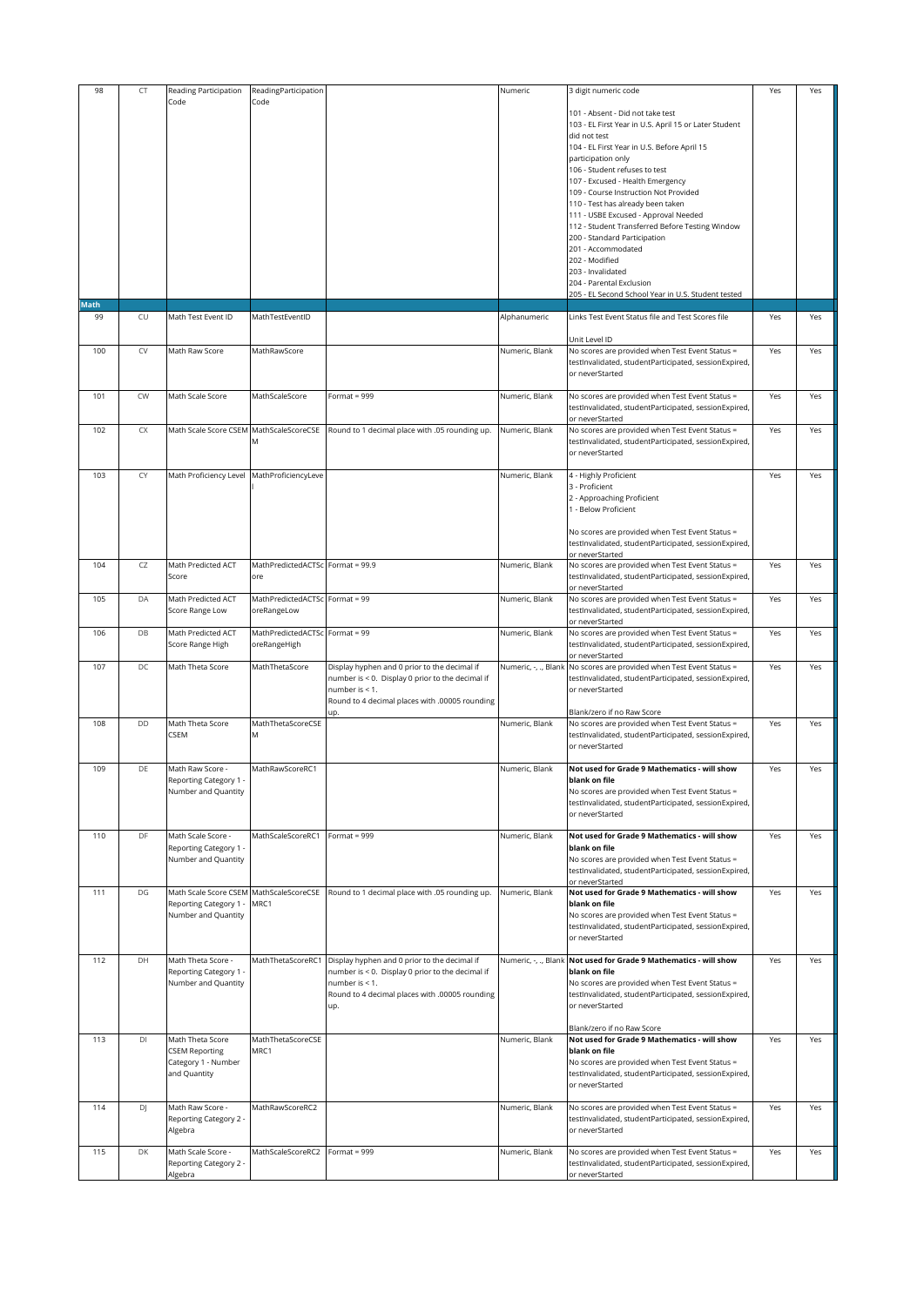| | | | | | | | | |
|---|---|---|---|---|---|---|---|---|
| 98 | CT | Reading Participation Code | ReadingParticipationCode | | Numeric | 3 digit numeric code<br><br>101 - Absent - Did not take test<br>103 - EL First Year in U.S. April 15 or Later Student did not test<br>104 - EL First Year in U.S. Before April 15 participation only<br>106 - Student refuses to test<br>107 - Excused - Health Emergency<br>109 - Course Instruction Not Provided<br>110 - Test has already been taken<br>111 - USBE Excused - Approval Needed<br>112 - Student Transferred Before Testing Window<br>200 - Standard Participation<br>201 - Accommodated<br>202 - Modified<br>203 - Invalidated<br>204 - Parental Exclusion<br>205 - EL Second School Year in U.S. Student tested | Yes | Yes |
| **Math** | | | | | | | | |
| 99 | CU | Math Test Event ID | MathTestEventID | | Alphanumeric | Links Test Event Status file and Test Scores file<br><br>Unit Level ID | Yes | Yes |
| 100 | CV | Math Raw Score | MathRawScore | | Numeric, Blank | No scores are provided when Test Event Status = testInvalidated, studentParticipated, sessionExpired, or neverStarted | Yes | Yes |
| 101 | CW | Math Scale Score | MathScaleScore | Format = 999 | Numeric, Blank | No scores are provided when Test Event Status = testInvalidated, studentParticipated, sessionExpired, or neverStarted | Yes | Yes |
| 102 | CX | Math Scale Score CSEM | MathScaleScoreCSEM | Round to 1 decimal place with .05 rounding up. | Numeric, Blank | No scores are provided when Test Event Status = testInvalidated, studentParticipated, sessionExpired, or neverStarted | Yes | Yes |
| 103 | CY | Math Proficiency Level | MathProficiencyLevel | | Numeric, Blank | 4 - Highly Proficient<br>3 - Proficient<br>2 - Approaching Proficient<br>1 - Below Proficient<br><br>No scores are provided when Test Event Status = testInvalidated, studentParticipated, sessionExpired, or neverStarted | Yes | Yes |
| 104 | CZ | Math Predicted ACT Score | MathPredictedACTScore | Format = 99.9 | Numeric, Blank | No scores are provided when Test Event Status = testInvalidated, studentParticipated, sessionExpired, or neverStarted | Yes | Yes |
| 105 | DA | Math Predicted ACT Score Range Low | MathPredictedACTScoreRangeLow | Format = 99 | Numeric, Blank | No scores are provided when Test Event Status = testInvalidated, studentParticipated, sessionExpired, or neverStarted | Yes | Yes |
| 106 | DB | Math Predicted ACT Score Range High | MathPredictedACTScoreRangeHigh | Format = 99 | Numeric, Blank | No scores are provided when Test Event Status = testInvalidated, studentParticipated, sessionExpired, or neverStarted | Yes | Yes |
| 107 | DC | Math Theta Score | MathThetaScore | Display hyphen and 0 prior to the decimal if number is < 0. Display 0 prior to the decimal if number is < 1.<br>Round to 4 decimal places with .00005 rounding up. | Numeric, -, ., Blank | No scores are provided when Test Event Status = testInvalidated, studentParticipated, sessionExpired, or neverStarted<br><br>Blank/zero if no Raw Score | Yes | Yes |
| 108 | DD | Math Theta Score CSEM | MathThetaScoreCSEM | | Numeric, Blank | No scores are provided when Test Event Status = testInvalidated, studentParticipated, sessionExpired, or neverStarted | Yes | Yes |
| 109 | DE | Math Raw Score - Reporting Category 1 - Number and Quantity | MathRawScoreRC1 | | Numeric, Blank | **Not used for Grade 9 Mathematics - will show blank on file**<br>No scores are provided when Test Event Status = testInvalidated, studentParticipated, sessionExpired, or neverStarted | Yes | Yes |
| 110 | DF | Math Scale Score - Reporting Category 1 - Number and Quantity | MathScaleScoreRC1 | Format = 999 | Numeric, Blank | **Not used for Grade 9 Mathematics - will show blank on file**<br>No scores are provided when Test Event Status = testInvalidated, studentParticipated, sessionExpired, or neverStarted | Yes | Yes |
| 111 | DG | Math Scale Score CSEM Reporting Category 1 - Number and Quantity | MathScaleScoreCSEMRC1 | Round to 1 decimal place with .05 rounding up. | Numeric, Blank | **Not used for Grade 9 Mathematics - will show blank on file**<br>No scores are provided when Test Event Status = testInvalidated, studentParticipated, sessionExpired, or neverStarted | Yes | Yes |
| 112 | DH | Math Theta Score - Reporting Category 1 - Number and Quantity | MathThetaScoreRC1 | Display hyphen and 0 prior to the decimal if number is < 0. Display 0 prior to the decimal if number is < 1.<br>Round to 4 decimal places with .00005 rounding up. | Numeric, -, ., Blank | **Not used for Grade 9 Mathematics - will show blank on file**<br>No scores are provided when Test Event Status = testInvalidated, studentParticipated, sessionExpired, or neverStarted<br><br>Blank/zero if no Raw Score | Yes | Yes |
| 113 | DI | Math Theta Score CSEM Reporting Category 1 - Number and Quantity | MathThetaScoreCSEMRC1 | | Numeric, Blank | **Not used for Grade 9 Mathematics - will show blank on file**<br>No scores are provided when Test Event Status = testInvalidated, studentParticipated, sessionExpired, or neverStarted | Yes | Yes |
| 114 | DJ | Math Raw Score - Reporting Category 2 - Algebra | MathRawScoreRC2 | | Numeric, Blank | No scores are provided when Test Event Status = testInvalidated, studentParticipated, sessionExpired, or neverStarted | Yes | Yes |
| 115 | DK | Math Scale Score - Reporting Category 2 - Algebra | MathScaleScoreRC2 | Format = 999 | Numeric, Blank | No scores are provided when Test Event Status = testInvalidated, studentParticipated, sessionExpired, or neverStarted | Yes | Yes |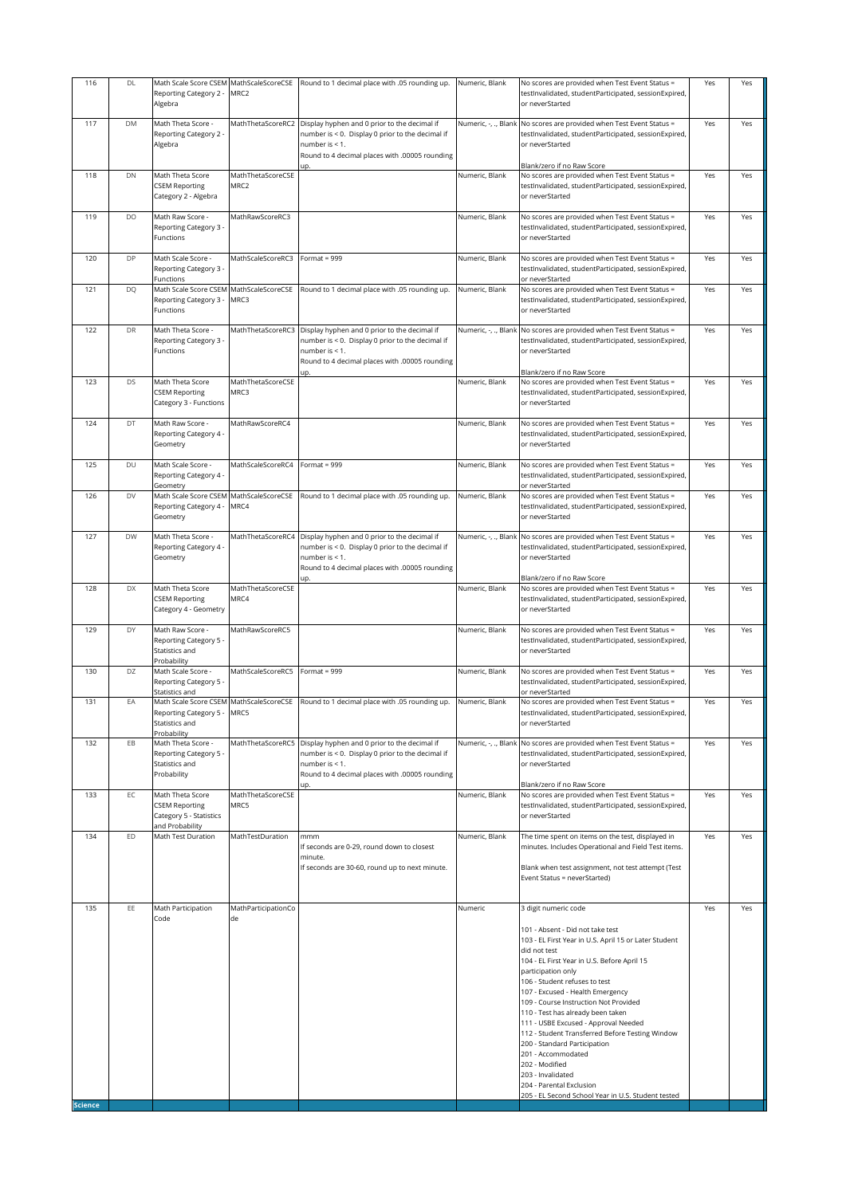| 116 | DL | Math Scale Score CSEM Reporting Category 2 - Algebra | MathScaleScoreCSEMRC2 | Round to 1 decimal place with .05 rounding up. | Numeric, Blank | No scores are provided when Test Event Status = testInvalidated, studentParticipated, sessionExpired, or neverStarted | Yes | Yes |
|---|---|---|---|---|---|---|---|---|
| 117 | DM | Math Theta Score - Reporting Category 2 - Algebra | MathThetaScoreRC2 | Display hyphen and 0 prior to the decimal if number is < 0. Display 0 prior to the decimal if number is < 1.<br>Round to 4 decimal places with .00005 rounding up. | Numeric, -, ., Blank | No scores are provided when Test Event Status = testInvalidated, studentParticipated, sessionExpired, or neverStarted<br><br>Blank/zero if no Raw Score | Yes | Yes |
| 118 | DN | Math Theta Score CSEM Reporting Category 2 - Algebra | MathThetaScoreCSEMRC2 | | Numeric, Blank | No scores are provided when Test Event Status = testInvalidated, studentParticipated, sessionExpired, or neverStarted | Yes | Yes |
| 119 | DO | Math Raw Score - Reporting Category 3 - Functions | MathRawScoreRC3 | | Numeric, Blank | No scores are provided when Test Event Status = testInvalidated, studentParticipated, sessionExpired, or neverStarted | Yes | Yes |
| 120 | DP | Math Scale Score - Reporting Category 3 - Functions | MathScaleScoreRC3 | Format = 999 | Numeric, Blank | No scores are provided when Test Event Status = testInvalidated, studentParticipated, sessionExpired, or neverStarted | Yes | Yes |
| 121 | DQ | Math Scale Score CSEM Reporting Category 3 - Functions | MathScaleScoreCSEMRC3 | Round to 1 decimal place with .05 rounding up. | Numeric, Blank | No scores are provided when Test Event Status = testInvalidated, studentParticipated, sessionExpired, or neverStarted | Yes | Yes |
| 122 | DR | Math Theta Score - Reporting Category 3 - Functions | MathThetaScoreRC3 | Display hyphen and 0 prior to the decimal if number is < 0. Display 0 prior to the decimal if number is < 1.<br>Round to 4 decimal places with .00005 rounding up. | Numeric, -, ., Blank | No scores are provided when Test Event Status = testInvalidated, studentParticipated, sessionExpired, or neverStarted<br><br>Blank/zero if no Raw Score | Yes | Yes |
| 123 | DS | Math Theta Score CSEM Reporting Category 3 - Functions | MathThetaScoreCSEMRC3 | | Numeric, Blank | No scores are provided when Test Event Status = testInvalidated, studentParticipated, sessionExpired, or neverStarted | Yes | Yes |
| 124 | DT | Math Raw Score - Reporting Category 4 - Geometry | MathRawScoreRC4 | | Numeric, Blank | No scores are provided when Test Event Status = testInvalidated, studentParticipated, sessionExpired, or neverStarted | Yes | Yes |
| 125 | DU | Math Scale Score - Reporting Category 4 - Geometry | MathScaleScoreRC4 | Format = 999 | Numeric, Blank | No scores are provided when Test Event Status = testInvalidated, studentParticipated, sessionExpired, or neverStarted | Yes | Yes |
| 126 | DV | Math Scale Score CSEM Reporting Category 4 - Geometry | MathScaleScoreCSEMRC4 | Round to 1 decimal place with .05 rounding up. | Numeric, Blank | No scores are provided when Test Event Status = testInvalidated, studentParticipated, sessionExpired, or neverStarted | Yes | Yes |
| 127 | DW | Math Theta Score - Reporting Category 4 - Geometry | MathThetaScoreRC4 | Display hyphen and 0 prior to the decimal if number is < 0. Display 0 prior to the decimal if number is < 1.<br>Round to 4 decimal places with .00005 rounding up. | Numeric, -, ., Blank | No scores are provided when Test Event Status = testInvalidated, studentParticipated, sessionExpired, or neverStarted<br><br>Blank/zero if no Raw Score | Yes | Yes |
| 128 | DX | Math Theta Score CSEM Reporting Category 4 - Geometry | MathThetaScoreCSEMRC4 | | Numeric, Blank | No scores are provided when Test Event Status = testInvalidated, studentParticipated, sessionExpired, or neverStarted | Yes | Yes |
| 129 | DY | Math Raw Score - Reporting Category 5 - Statistics and Probability | MathRawScoreRC5 | | Numeric, Blank | No scores are provided when Test Event Status = testInvalidated, studentParticipated, sessionExpired, or neverStarted | Yes | Yes |
| 130 | DZ | Math Scale Score - Reporting Category 5 - Statistics and | MathScaleScoreRC5 | Format = 999 | Numeric, Blank | No scores are provided when Test Event Status = testInvalidated, studentParticipated, sessionExpired, or neverStarted | Yes | Yes |
| 131 | EA | Math Scale Score CSEM Reporting Category 5 - Statistics and Probability | MathScaleScoreCSEMRC5 | Round to 1 decimal place with .05 rounding up. | Numeric, Blank | No scores are provided when Test Event Status = testInvalidated, studentParticipated, sessionExpired, or neverStarted | Yes | Yes |
| 132 | EB | Math Theta Score - Reporting Category 5 - Statistics and Probability | MathThetaScoreRC5 | Display hyphen and 0 prior to the decimal if number is < 0. Display 0 prior to the decimal if number is < 1.<br>Round to 4 decimal places with .00005 rounding up. | Numeric, -, ., Blank | No scores are provided when Test Event Status = testInvalidated, studentParticipated, sessionExpired, or neverStarted<br><br>Blank/zero if no Raw Score | Yes | Yes |
| 133 | EC | Math Theta Score CSEM Reporting Category 5 - Statistics and Probability | MathThetaScoreCSEMRC5 | | Numeric, Blank | No scores are provided when Test Event Status = testInvalidated, studentParticipated, sessionExpired, or neverStarted | Yes | Yes |
| 134 | ED | Math Test Duration | MathTestDuration | mmm<br>If seconds are 0-29, round down to closest minute.<br>If seconds are 30-60, round up to next minute. | Numeric, Blank | The time spent on items on the test, displayed in minutes. Includes Operational and Field Test items.<br><br>Blank when test assignment, not test attempt (Test Event Status = neverStarted) | Yes | Yes |
| 135 | EE | Math Participation Code | MathParticipationCode | | Numeric | 3 digit numeric code<br><br>101 - Absent - Did not take test<br>103 - EL First Year in U.S. April 15 or Later Student did not test<br>104 - EL First Year in U.S. Before April 15 participation only<br>106 - Student refuses to test<br>107 - Excused - Health Emergency<br>109 - Course Instruction Not Provided<br>110 - Test has already been taken<br>111 - USBE Excused - Approval Needed<br>112 - Student Transferred Before Testing Window<br>200 - Standard Participation<br>201 - Accommodated<br>202 - Modified<br>203 - Invalidated<br>204 - Parental Exclusion<br>205 - EL Second School Year in U.S. Student tested | Yes | Yes |
| **Science** | | | | | | | | |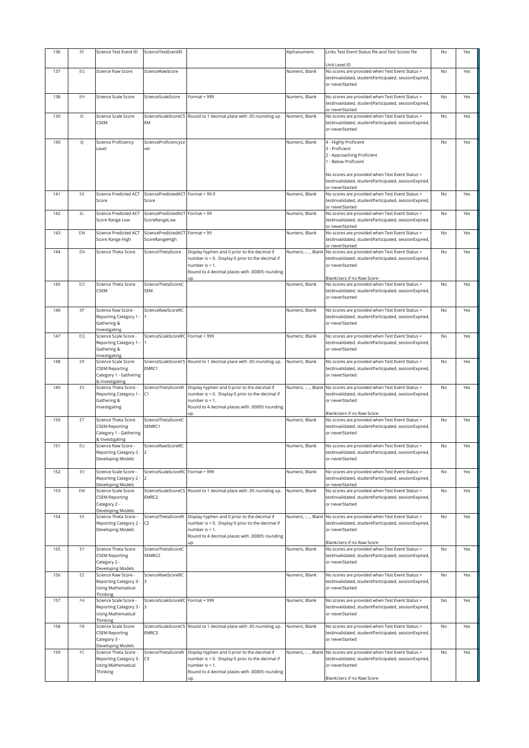| 136 | EF | Science Test Event ID | ScienceTestEventID | | Alphanumeric | Links Test Event Status file and Test Scores file<br><br>Unit Level ID | No | Yes |
|---|---|---|---|---|---|---|---|---|
| 137 | EG | Science Raw Score | ScienceRawScore | | Numeric, Blank | No scores are provided when Test Event Status = testInvalidated, studentParticipated, sessionExpired, or neverStarted | No | Yes |
| 138 | EH | Science Scale Score | ScienceScaleScore | Format = 999 | Numeric, Blank | No scores are provided when Test Event Status = testInvalidated, studentParticipated, sessionExpired, or neverStarted | No | Yes |
| 139 | EI | Science Scale Score CSEM | ScienceScaleScoreCSEM | Round to 1 decimal place with .05 rounding up. | Numeric, Blank | No scores are provided when Test Event Status = testInvalidated, studentParticipated, sessionExpired, or neverStarted | No | Yes |
| 140 | EJ | Science Proficiency Level | ScienceProficiencyLevel | | Numeric, Blank | 4 - Highly Proficient<br>3 - Proficient<br>2 - Approaching Proficient<br>1 - Below Proficient<br><br>No scores are provided when Test Event Status = testInvalidated, studentParticipated, sessionExpired, or neverStarted | No | Yes |
| 141 | EK | Science Predicted ACT Score | SciencePredictedACTScore | Format = 99.9 | Numeric, Blank | No scores are provided when Test Event Status = testInvalidated, studentParticipated, sessionExpired, or neverStarted | No | Yes |
| 142 | EL | Science Predicted ACT Score Range Low | SciencePredictedACTScoreRangeLow | Format = 99 | Numeric, Blank | No scores are provided when Test Event Status = testInvalidated, studentParticipated, sessionExpired, or neverStarted | No | Yes |
| 143 | EM | Science Predicted ACT Score Range High | SciencePredictedACTScoreRangeHigh | Format = 99 | Numeric, Blank | No scores are provided when Test Event Status = testInvalidated, studentParticipated, sessionExpired, or neverStarted | No | Yes |
| 144 | EN | Science Theta Score | ScienceThetaScore | Display hyphen and 0 prior to the decimal if number is < 0. Display 0 prior to the decimal if number is < 1.<br>Round to 4 decimal places with .00005 rounding up. | Numeric, -, ., Blank | No scores are provided when Test Event Status = testInvalidated, studentParticipated, sessionExpired, or neverStarted<br><br>Blank/zero if no Raw Score | No | Yes |
| 145 | EO | Science Theta Score CSEM | ScienceThetaScoreCSEM | | Numeric, Blank | No scores are provided when Test Event Status = testInvalidated, studentParticipated, sessionExpired, or neverStarted | No | Yes |
| 146 | EP | Science Raw Score - Reporting Category 1 - Gathering & Investigating | ScienceRawScoreRC1 | | Numeric, Blank | No scores are provided when Test Event Status = testInvalidated, studentParticipated, sessionExpired, or neverStarted | No | Yes |
| 147 | EQ | Science Scale Score - Reporting Category 1 - Gathering & Investigating | ScienceScaleScoreRC1 | Format = 999 | Numeric, Blank | No scores are provided when Test Event Status = testInvalidated, studentParticipated, sessionExpired, or neverStarted | No | Yes |
| 148 | ER | Science Scale Score CSEM Reporting Category 1 - Gathering & Investigating | ScienceScaleScoreCSEMRC1 | Round to 1 decimal place with .05 rounding up. | Numeric, Blank | No scores are provided when Test Event Status = testInvalidated, studentParticipated, sessionExpired, or neverStarted | No | Yes |
| 149 | ES | Science Theta Score - Reporting Category 1 - Gathering & Investigating | ScienceThetaScoreRC1 | Display hyphen and 0 prior to the decimal if number is < 0. Display 0 prior to the decimal if number is < 1.<br>Round to 4 decimal places with .00005 rounding up. | Numeric, -, ., Blank | No scores are provided when Test Event Status = testInvalidated, studentParticipated, sessionExpired, or neverStarted<br><br>Blank/zero if no Raw Score | No | Yes |
| 150 | ET | Science Theta Score CSEM Reporting Category 1 - Gathering & Investigating | ScienceThetaScoreCSEMRC1 | | Numeric, Blank | No scores are provided when Test Event Status = testInvalidated, studentParticipated, sessionExpired, or neverStarted | No | Yes |
| 151 | EU | Science Raw Score - Reporting Category 2 - Developing Models | ScienceRawScoreRC2 | | Numeric, Blank | No scores are provided when Test Event Status = testInvalidated, studentParticipated, sessionExpired, or neverStarted | No | Yes |
| 152 | EV | Science Scale Score - Reporting Category 2 - Developing Models | ScienceScaleScoreRC2 | Format = 999 | Numeric, Blank | No scores are provided when Test Event Status = testInvalidated, studentParticipated, sessionExpired, or neverStarted | No | Yes |
| 153 | EW | Science Scale Score CSEM Reporting Category 2 - Developing Models | ScienceScaleScoreCSEMRC2 | Round to 1 decimal place with .05 rounding up. | Numeric, Blank | No scores are provided when Test Event Status = testInvalidated, studentParticipated, sessionExpired, or neverStarted | No | Yes |
| 154 | EX | Science Theta Score - Reporting Category 2 - Developing Models | ScienceThetaScoreRC2 | Display hyphen and 0 prior to the decimal if number is < 0. Display 0 prior to the decimal if number is < 1.<br>Round to 4 decimal places with .00005 rounding up. | Numeric, -, ., Blank | No scores are provided when Test Event Status = testInvalidated, studentParticipated, sessionExpired, or neverStarted<br><br>Blank/zero if no Raw Score | No | Yes |
| 155 | EY | Science Theta Score CSEM Reporting Category 2 - Developing Models | ScienceThetaScoreCSEMRC2 | | Numeric, Blank | No scores are provided when Test Event Status = testInvalidated, studentParticipated, sessionExpired, or neverStarted | No | Yes |
| 156 | EZ | Science Raw Score - Reporting Category 3 - Using Mathematical Thinking | ScienceRawScoreRC3 | | Numeric, Blank | No scores are provided when Test Event Status = testInvalidated, studentParticipated, sessionExpired, or neverStarted | No | Yes |
| 157 | FA | Science Scale Score - Reporting Category 3 - Using Mathematical Thinking | ScienceScaleScoreRC3 | Format = 999 | Numeric, Blank | No scores are provided when Test Event Status = testInvalidated, studentParticipated, sessionExpired, or neverStarted | No | Yes |
| 158 | FB | Science Scale Score CSEM Reporting Category 3 - Developing Models | ScienceScaleScoreCSEMRC3 | Round to 1 decimal place with .05 rounding up. | Numeric, Blank | No scores are provided when Test Event Status = testInvalidated, studentParticipated, sessionExpired, or neverStarted | No | Yes |
| 159 | FC | Science Theta Score - Reporting Category 3 - Using Mathematical Thinking | ScienceThetaScoreRC3 | Display hyphen and 0 prior to the decimal if number is < 0. Display 0 prior to the decimal if number is < 1.<br>Round to 4 decimal places with .00005 rounding up. | Numeric, -, ., Blank | No scores are provided when Test Event Status = testInvalidated, studentParticipated, sessionExpired, or neverStarted<br><br>Blank/zero if no Raw Score | No | Yes |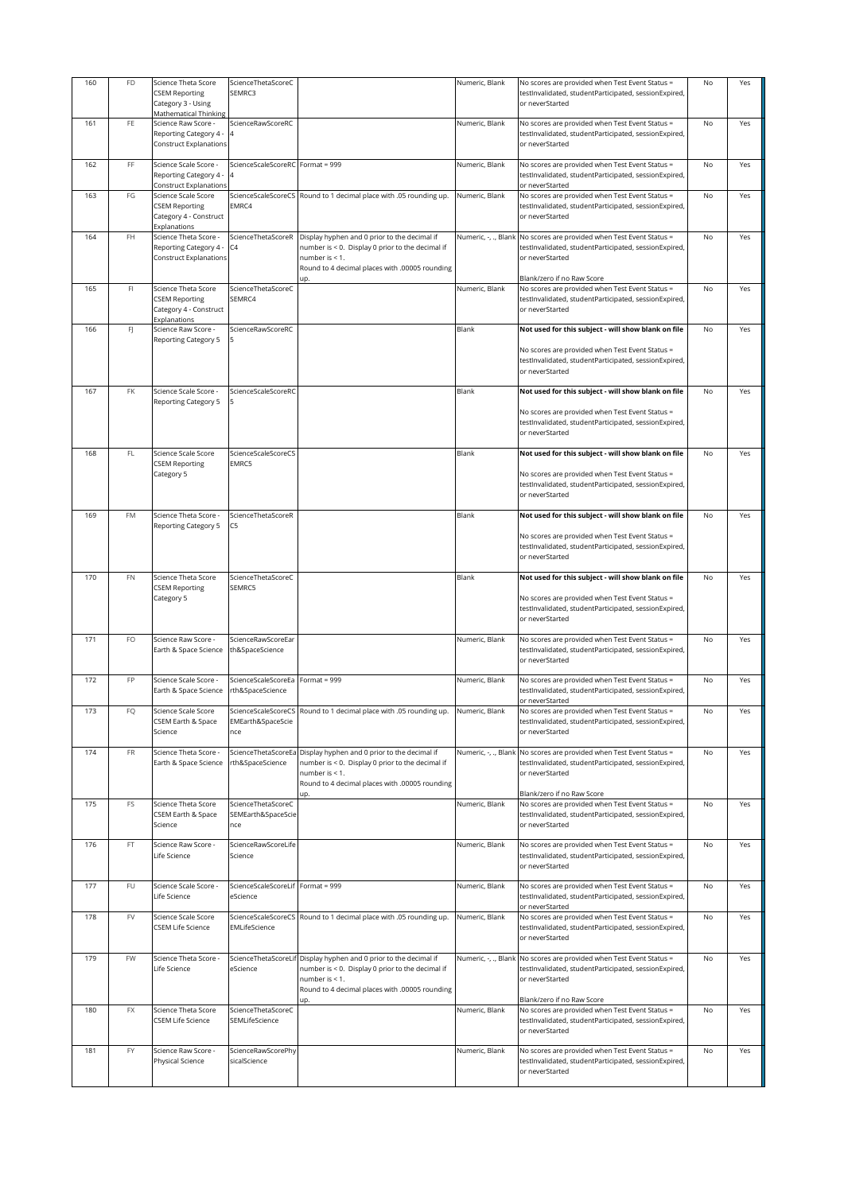| 160 | FD | Science Theta Score CSEM Reporting Category 3 - Using Mathematical Thinking | ScienceThetaScoreCSEMRC3 | | Numeric, Blank | No scores are provided when Test Event Status = testInvalidated, studentParticipated, sessionExpired, or neverStarted | No | Yes |
|---|---|---|---|---|---|---|---|---|
| 161 | FE | Science Raw Score - Reporting Category 4 - Construct Explanations | ScienceRawScoreRC4 | | Numeric, Blank | No scores are provided when Test Event Status = testInvalidated, studentParticipated, sessionExpired, or neverStarted | No | Yes |
| 162 | FF | Science Scale Score - Reporting Category 4 - Construct Explanations | ScienceScaleScoreRC4 | Format = 999 | Numeric, Blank | No scores are provided when Test Event Status = testInvalidated, studentParticipated, sessionExpired, or neverStarted | No | Yes |
| 163 | FG | Science Scale Score CSEM Reporting Category 4 - Construct Explanations | ScienceScaleScoreCSEMRC4 | Round to 1 decimal place with .05 rounding up. | Numeric, Blank | No scores are provided when Test Event Status = testInvalidated, studentParticipated, sessionExpired, or neverStarted | No | Yes |
| 164 | FH | Science Theta Score - Reporting Category 4 - Construct Explanations | ScienceThetaScoreRC4 | Display hyphen and 0 prior to the decimal if number is < 0. Display 0 prior to the decimal if number is < 1. Round to 4 decimal places with .00005 rounding up. | Numeric, -, ., Blank | No scores are provided when Test Event Status = testInvalidated, studentParticipated, sessionExpired, or neverStarted<br><br>Blank/zero if no Raw Score | No | Yes |
| 165 | FI | Science Theta Score CSEM Reporting Category 4 - Construct Explanations | ScienceThetaScoreCSEMRC4 | | Numeric, Blank | No scores are provided when Test Event Status = testInvalidated, studentParticipated, sessionExpired, or neverStarted | No | Yes |
| 166 | FJ | Science Raw Score - Reporting Category 5 | ScienceRawScoreRC5 | | Blank | **Not used for this subject - will show blank on file**<br><br>No scores are provided when Test Event Status = testInvalidated, studentParticipated, sessionExpired, or neverStarted | No | Yes |
| 167 | FK | Science Scale Score - Reporting Category 5 | ScienceScaleScoreRC5 | | Blank | **Not used for this subject - will show blank on file**<br><br>No scores are provided when Test Event Status = testInvalidated, studentParticipated, sessionExpired, or neverStarted | No | Yes |
| 168 | FL | Science Scale Score CSEM Reporting Category 5 | ScienceScaleScoreCSEMRC5 | | Blank | **Not used for this subject - will show blank on file**<br><br>No scores are provided when Test Event Status = testInvalidated, studentParticipated, sessionExpired, or neverStarted | No | Yes |
| 169 | FM | Science Theta Score - Reporting Category 5 | ScienceThetaScoreRC5 | | Blank | **Not used for this subject - will show blank on file**<br><br>No scores are provided when Test Event Status = testInvalidated, studentParticipated, sessionExpired, or neverStarted | No | Yes |
| 170 | FN | Science Theta Score CSEM Reporting Category 5 | ScienceThetaScoreCSEMRC5 | | Blank | **Not used for this subject - will show blank on file**<br><br>No scores are provided when Test Event Status = testInvalidated, studentParticipated, sessionExpired, or neverStarted | No | Yes |
| 171 | FO | Science Raw Score - Earth & Space Science | ScienceRawScoreEarth&SpaceScience | | Numeric, Blank | No scores are provided when Test Event Status = testInvalidated, studentParticipated, sessionExpired, or neverStarted | No | Yes |
| 172 | FP | Science Scale Score - Earth & Space Science | ScienceScaleScoreEarth&SpaceScience | Format = 999 | Numeric, Blank | No scores are provided when Test Event Status = testInvalidated, studentParticipated, sessionExpired, or neverStarted | No | Yes |
| 173 | FQ | Science Scale Score CSEM Earth & Space Science | ScienceScaleScoreCSEMEarth&SpaceScience | Round to 1 decimal place with .05 rounding up. | Numeric, Blank | No scores are provided when Test Event Status = testInvalidated, studentParticipated, sessionExpired, or neverStarted | No | Yes |
| 174 | FR | Science Theta Score - Earth & Space Science | ScienceThetaScoreEarth&SpaceScience | Display hyphen and 0 prior to the decimal if number is < 0. Display 0 prior to the decimal if number is < 1. Round to 4 decimal places with .00005 rounding up. | Numeric, -, ., Blank | No scores are provided when Test Event Status = testInvalidated, studentParticipated, sessionExpired, or neverStarted<br><br>Blank/zero if no Raw Score | No | Yes |
| 175 | FS | Science Theta Score CSEM Earth & Space Science | ScienceThetaScoreCSEMEarth&SpaceScience | | Numeric, Blank | No scores are provided when Test Event Status = testInvalidated, studentParticipated, sessionExpired, or neverStarted | No | Yes |
| 176 | FT | Science Raw Score - Life Science | ScienceRawScoreLifeScience | | Numeric, Blank | No scores are provided when Test Event Status = testInvalidated, studentParticipated, sessionExpired, or neverStarted | No | Yes |
| 177 | FU | Science Scale Score - Life Science | ScienceScaleScoreLifeScience | Format = 999 | Numeric, Blank | No scores are provided when Test Event Status = testInvalidated, studentParticipated, sessionExpired, or neverStarted | No | Yes |
| 178 | FV | Science Scale Score CSEM Life Science | ScienceScaleScoreCSEMLifeScience | Round to 1 decimal place with .05 rounding up. | Numeric, Blank | No scores are provided when Test Event Status = testInvalidated, studentParticipated, sessionExpired, or neverStarted | No | Yes |
| 179 | FW | Science Theta Score - Life Science | ScienceThetaScoreLifeScience | Display hyphen and 0 prior to the decimal if number is < 0. Display 0 prior to the decimal if number is < 1. Round to 4 decimal places with .00005 rounding up. | Numeric, -, ., Blank | No scores are provided when Test Event Status = testInvalidated, studentParticipated, sessionExpired, or neverStarted<br><br>Blank/zero if no Raw Score | No | Yes |
| 180 | FX | Science Theta Score CSEM Life Science | ScienceThetaScoreCSEMLifeScience | | Numeric, Blank | No scores are provided when Test Event Status = testInvalidated, studentParticipated, sessionExpired, or neverStarted | No | Yes |
| 181 | FY | Science Raw Score - Physical Science | ScienceRawScorePhysicalScience | | Numeric, Blank | No scores are provided when Test Event Status = testInvalidated, studentParticipated, sessionExpired, or neverStarted | No | Yes |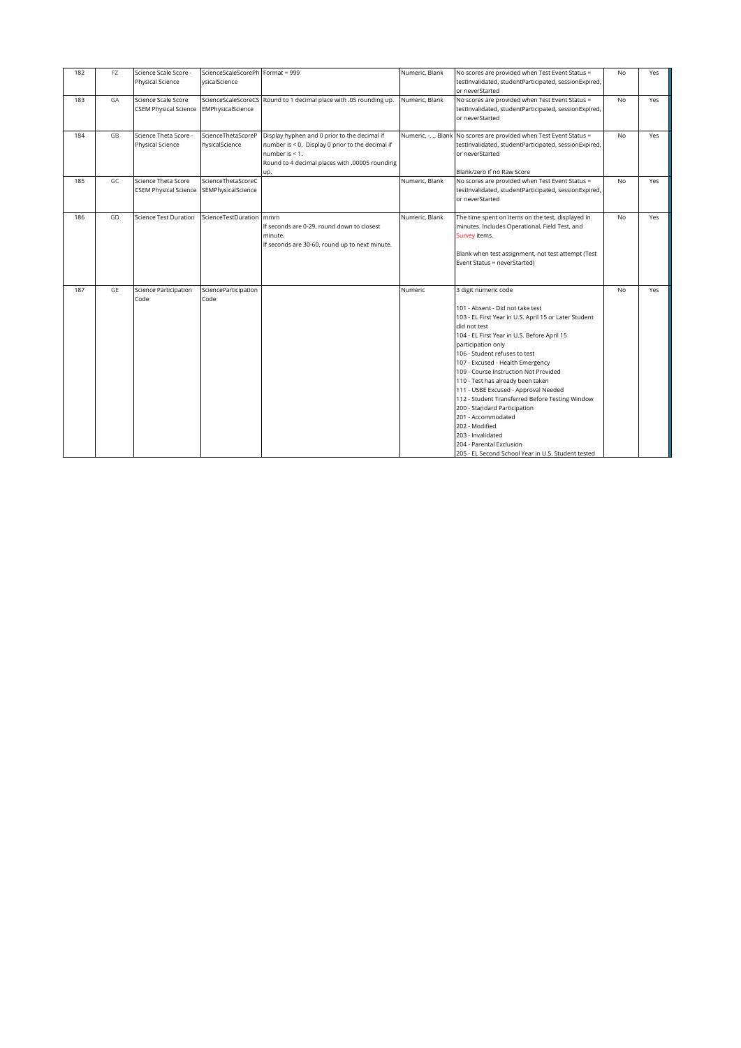| | | | | | | | | |
|---|---|---|---|---|---|---|---|---|
| 182 | FZ | Science Scale Score - Physical Science | ScienceScaleScorePhysicalScience | Format = 999 | Numeric, Blank | No scores are provided when Test Event Status = testInvalidated, studentParticipated, sessionExpired, or neverStarted | No | Yes |
| 183 | GA | Science Scale Score CSEM Physical Science | ScienceScaleScoreCSEMPhysicalScience | Round to 1 decimal place with .05 rounding up. | Numeric, Blank | No scores are provided when Test Event Status = testInvalidated, studentParticipated, sessionExpired, or neverStarted | No | Yes |
| 184 | GB | Science Theta Score - Physical Science | ScienceThetaScorePhysicalScience | Display hyphen and 0 prior to the decimal if number is < 0. Display 0 prior to the decimal if number is < 1.<br>Round to 4 decimal places with .00005 rounding up. | Numeric, -, ., Blank | No scores are provided when Test Event Status = testInvalidated, studentParticipated, sessionExpired, or neverStarted<br><br>Blank/zero if no Raw Score | No | Yes |
| 185 | GC | Science Theta Score CSEM Physical Science | ScienceThetaScoreCSEMPhysicalScience | | Numeric, Blank | No scores are provided when Test Event Status = testInvalidated, studentParticipated, sessionExpired, or neverStarted | No | Yes |
| 186 | GD | Science Test Duration | ScienceTestDuration | mmm<br>If seconds are 0-29, round down to closest minute.<br>If seconds are 30-60, round up to next minute. | Numeric, Blank | The time spent on items on the test, displayed in minutes. Includes Operational, Field Test, and Survey items.<br><br>Blank when test assignment, not test attempt (Test Event Status = neverStarted) | No | Yes |
| 187 | GE | Science Participation Code | ScienceParticipationCode | | Numeric | 3 digit numeric code<br><br>101 - Absent - Did not take test<br>103 - EL First Year in U.S. April 15 or Later Student did not test<br>104 - EL First Year in U.S. Before April 15 participation only<br>106 - Student refuses to test<br>107 - Excused - Health Emergency<br>109 - Course Instruction Not Provided<br>110 - Test has already been taken<br>111 - USBE Excused - Approval Needed<br>112 - Student Transferred Before Testing Window<br>200 - Standard Participation<br>201 - Accommodated<br>202 - Modified<br>203 - Invalidated<br>204 - Parental Exclusion<br>205 - EL Second School Year in U.S. Student tested | No | Yes |